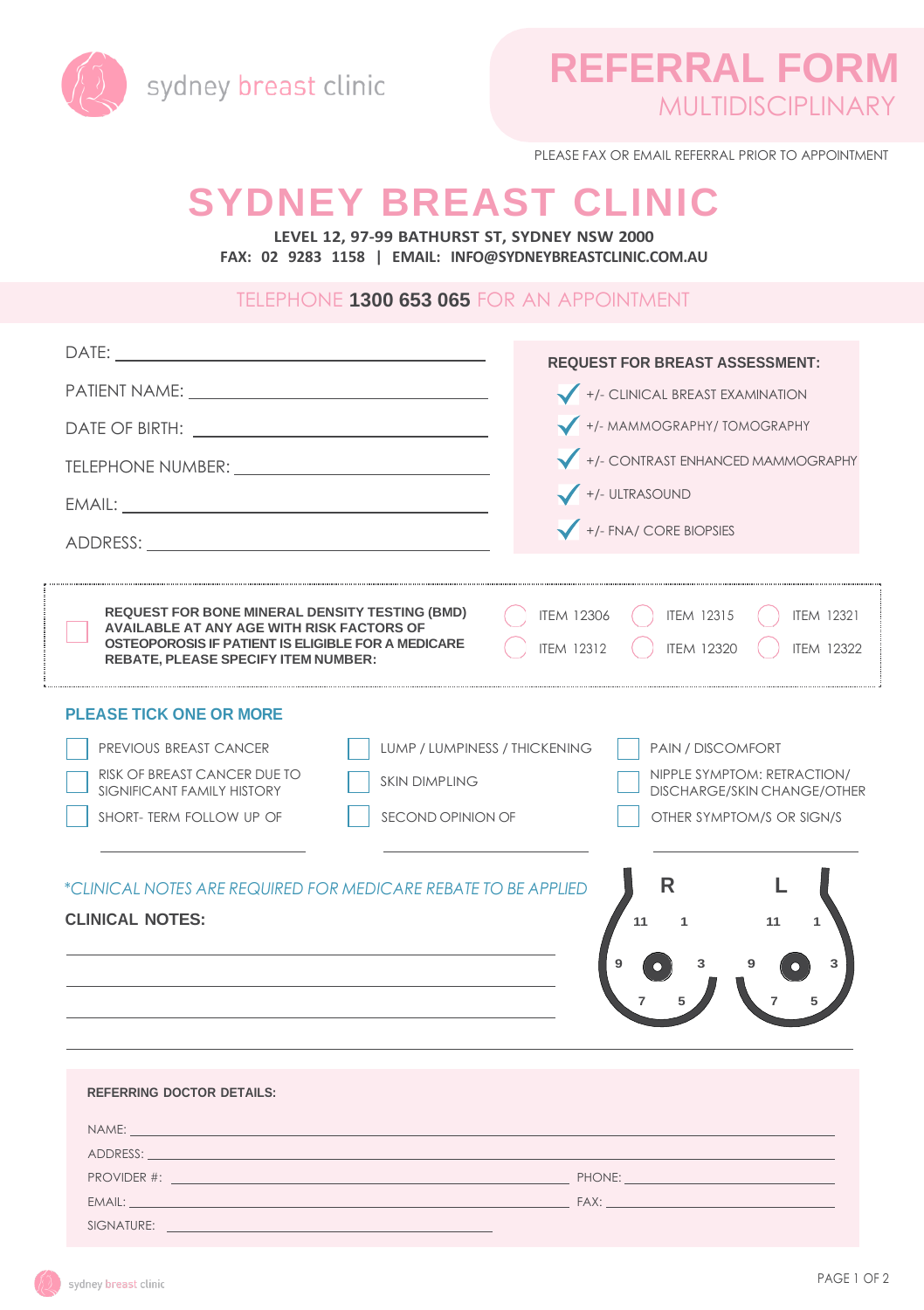sydney breast clinic

# REFERRAL FORM
## MULTIDISCIPLINARY

PLEASE FAX OR EMAIL REFERRAL PRIOR TO APPOINTMENT

# SYDNEY BREAST CLINIC

**LEVEL 12, 97-99 BATHURST ST, SYDNEY NSW 2000**

**FAX: 02 9283 1158 | EMAIL: INFO@SYDNEYBREASTCLINIC.COM.AU**

TELEPHONE **1300 653 065** FOR AN APPOINTMENT

DATE: ______________________________

PATIENT NAME: ______________________________

DATE OF BIRTH: ______________________________

TELEPHONE NUMBER: ______________________________

EMAIL: ______________________________

ADDRESS: ______________________________

**REQUEST FOR BREAST ASSESSMENT:**

- ✓ +/- CLINICAL BREAST EXAMINATION
- ✓ +/- MAMMOGRAPHY/ TOMOGRAPHY
- ✓ +/- CONTRAST ENHANCED MAMMOGRAPHY
- ✓ +/- ULTRASOUND
- ✓ +/- FNA/ CORE BIOPSIES

☐ **REQUEST FOR BONE MINERAL DENSITY TESTING (BMD) AVAILABLE AT ANY AGE WITH RISK FACTORS OF OSTEOPOROSIS IF PATIENT IS ELIGIBLE FOR A MEDICARE REBATE, PLEASE SPECIFY ITEM NUMBER:**

| | | |
|---|---|---|
| ○ ITEM 12306 | ○ ITEM 12315 | ○ ITEM 12321 |
| ○ ITEM 12312 | ○ ITEM 12320 | ○ ITEM 12322 |

### PLEASE TICK ONE OR MORE

| | | |
|---|---|---|
| ☐ PREVIOUS BREAST CANCER | ☐ LUMP / LUMPINESS / THICKENING | ☐ PAIN / DISCOMFORT |
| ☐ RISK OF BREAST CANCER DUE TO SIGNIFICANT FAMILY HISTORY | ☐ SKIN DIMPLING | ☐ NIPPLE SYMPTOM: RETRACTION/ DISCHARGE/SKIN CHANGE/OTHER |
| ☐ SHORT- TERM FOLLOW UP OF | ☐ SECOND OPINION OF | ☐ OTHER SYMPTOM/S OR SIGN/S |
| ______________________ | ______________________ | ______________________ |

*\*CLINICAL NOTES ARE REQUIRED FOR MEDICARE REBATE TO BE APPLIED*

**CLINICAL NOTES:**

______________________________

______________________________

______________________________

______________________________

R: 11 1 9 3 7 5 — L: 11 1 9 3 7 5

**REFERRING DOCTOR DETAILS:**

NAME: ______________________________

ADDRESS: ______________________________

PROVIDER #: ______________________________ PHONE: ______________________________

EMAIL: ______________________________ FAX: ______________________________

SIGNATURE: ______________________________

sydney breast clinic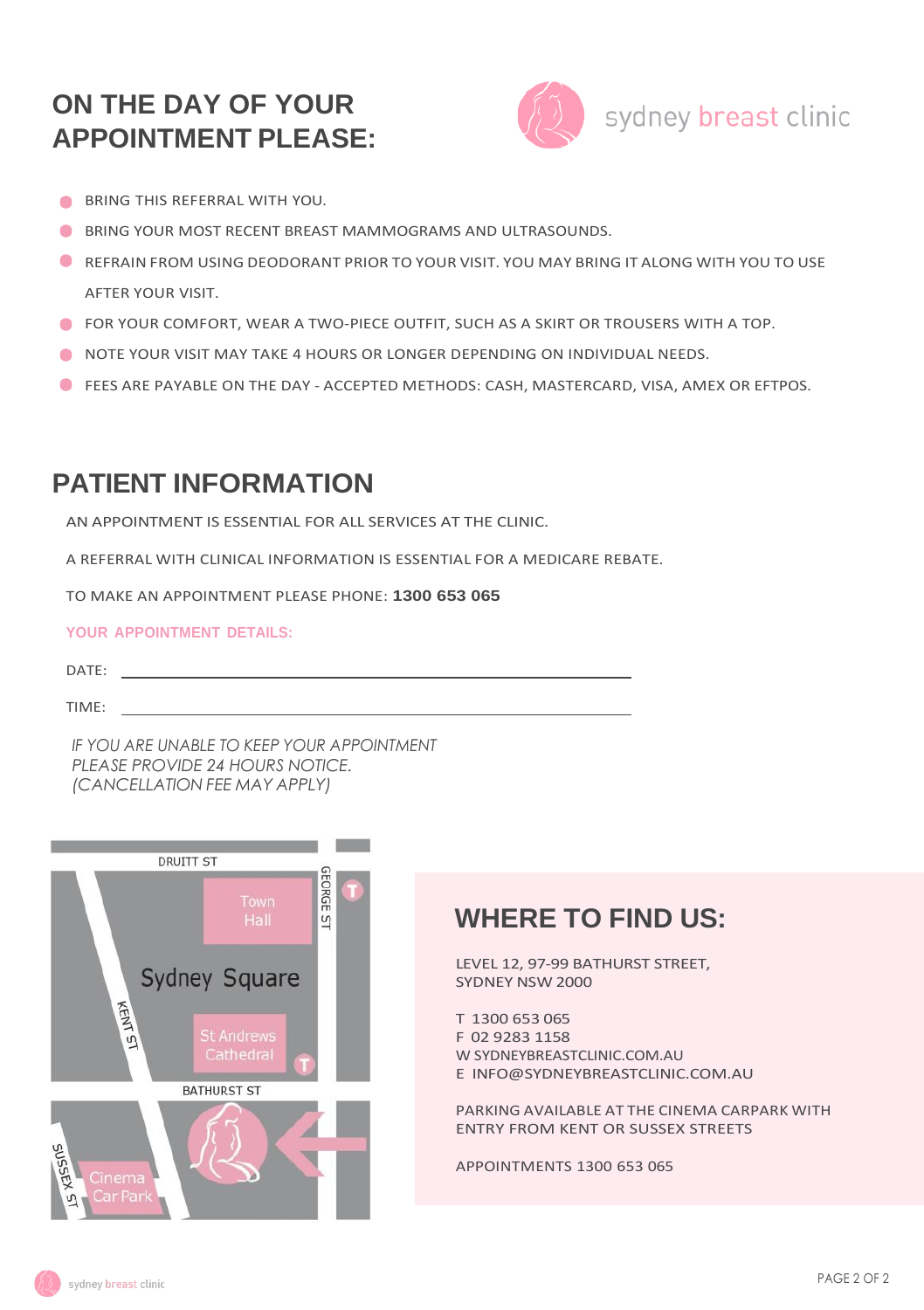## ON THE DAY OF YOUR APPOINTMENT PLEASE:

sydney breast clinic

- BRING THIS REFERRAL WITH YOU.
- BRING YOUR MOST RECENT BREAST MAMMOGRAMS AND ULTRASOUNDS.
- REFRAIN FROM USING DEODORANT PRIOR TO YOUR VISIT. YOU MAY BRING IT ALONG WITH YOU TO USE AFTER YOUR VISIT.
- FOR YOUR COMFORT, WEAR A TWO-PIECE OUTFIT, SUCH AS A SKIRT OR TROUSERS WITH A TOP.
- NOTE YOUR VISIT MAY TAKE 4 HOURS OR LONGER DEPENDING ON INDIVIDUAL NEEDS.
- FEES ARE PAYABLE ON THE DAY - ACCEPTED METHODS: CASH, MASTERCARD, VISA, AMEX OR EFTPOS.

## PATIENT INFORMATION

AN APPOINTMENT IS ESSENTIAL FOR ALL SERVICES AT THE CLINIC.

A REFERRAL WITH CLINICAL INFORMATION IS ESSENTIAL FOR A MEDICARE REBATE.

TO MAKE AN APPOINTMENT PLEASE PHONE: **1300 653 065**

**YOUR APPOINTMENT DETAILS:**

DATE: ______________________________

TIME: ______________________________

*IF YOU ARE UNABLE TO KEEP YOUR APPOINTMENT PLEASE PROVIDE 24 HOURS NOTICE. (CANCELLATION FEE MAY APPLY)*

DRUITT ST
GEORGE ST
Town Hall
Sydney Square
KENT ST
St Andrews Cathedral
BATHURST ST
SUSSEX ST
Cinema Car Park

## WHERE TO FIND US:

LEVEL 12, 97-99 BATHURST STREET,
SYDNEY NSW 2000

T 1300 653 065
F 02 9283 1158
W SYDNEYBREASTCLINIC.COM.AU
E INFO@SYDNEYBREASTCLINIC.COM.AU

PARKING AVAILABLE AT THE CINEMA CARPARK WITH ENTRY FROM KENT OR SUSSEX STREETS

APPOINTMENTS 1300 653 065